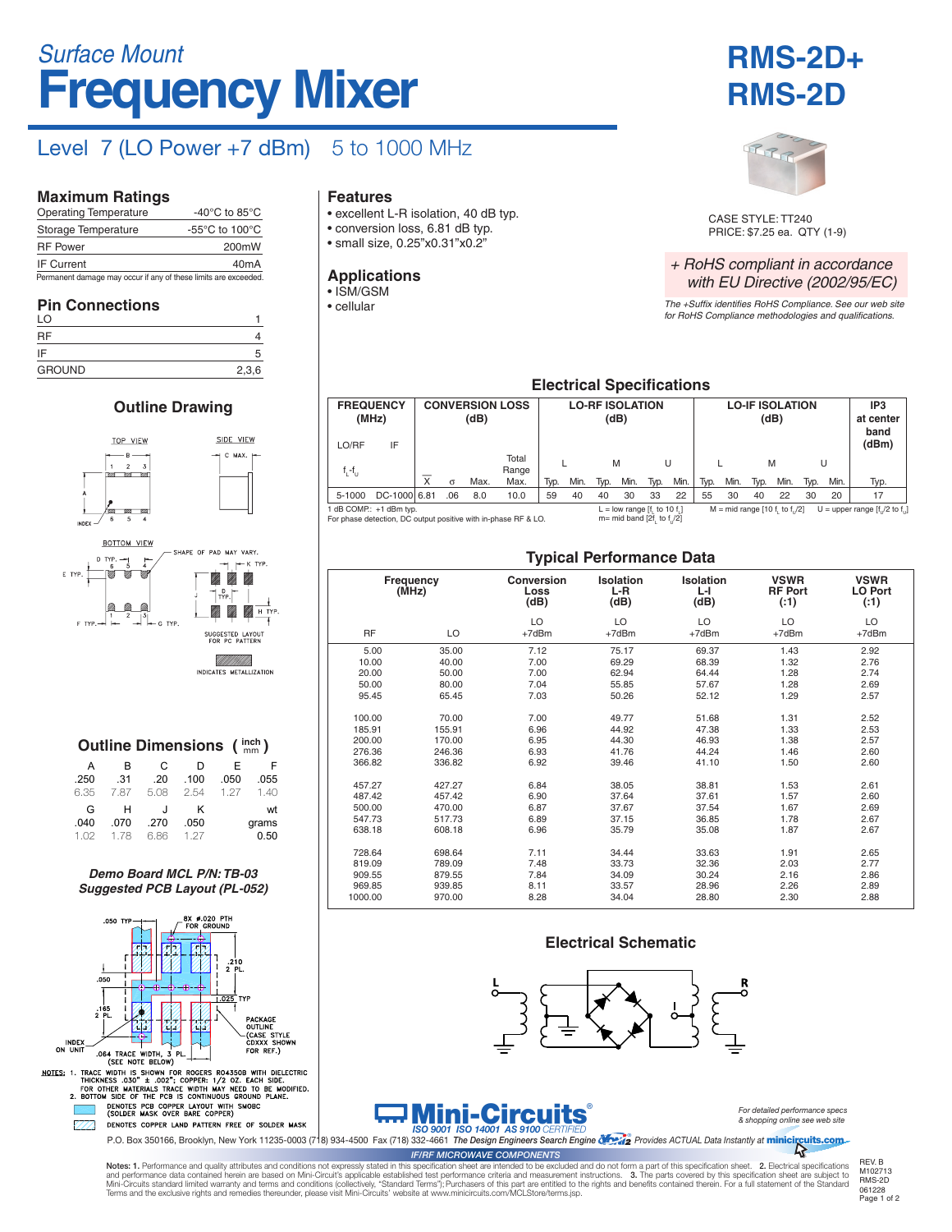# Surface Mount
# Frequency Mixer

# RMS-2D+
# RMS-2D

## Level 7 (LO Power +7 dBm) 5 to 1000 MHz

CASE STYLE: TT240
PRICE: $7.25 ea. QTY (1-9)

*+ RoHS compliant in accordance with EU Directive (2002/95/EC)*

*The +Suffix identifies RoHS Compliance. See our web site for RoHS Compliance methodologies and qualifications.*

### Maximum Ratings

| | |
|---|---|
| Operating Temperature | -40°C to 85°C |
| Storage Temperature | -55°C to 100°C |
| RF Power | 200mW |
| IF Current | 40mA |

Permanent damage may occur if any of these limits are exceeded.

### Pin Connections

| | |
|---|---|
| LO | 1 |
| RF | 4 |
| IF | 5 |
| GROUND | 2,3,6 |

### Features
- excellent L-R isolation, 40 dB typ.
- conversion loss, 6.81 dB typ.
- small size, 0.25"x0.31"x0.2"

### Applications
- ISM/GSM
- cellular

### Electrical Specifications

| FREQUENCY (MHz) | | CONVERSION LOSS (dB) | | | | LO-RF ISOLATION (dB) | | | | | | LO-IF ISOLATION (dB) | | | | | | IP3 at center band (dBm) |
|---|---|---|---|---|---|---|---|---|---|---|---|---|---|---|---|---|---|---|
| LO/RF $f_L$-$f_U$ | IF | | | | Total Range | L | | M | | U | | L | | M | | U | | |
| | | $\bar{X}$ | σ | Max. | Max. | Typ. | Min. | Typ. | Min. | Typ. | Min. | Typ. | Min. | Typ. | Min. | Typ. | Min. | Typ. |
| 5-1000 | DC-1000 | 6.81 | .06 | 8.0 | 10.0 | 59 | 40 | 40 | 30 | 33 | 22 | 55 | 30 | 40 | 22 | 30 | 20 | 17 |

1 dB COMP.: +1 dBm typ.
For phase detection, DC output positive with in-phase RF & LO.

L = low range [$f_L$ to 10 $f_L$] M = mid range [10 $f_L$ to $f_U$/2] U = upper range [$f_U$/2 to $f_U$]
m= mid band [2$f_L$ to $f_U$/2]

### Outline Drawing

### Outline Dimensions (inch / mm)

| A | B | C | D | E | F |
|---|---|---|---|---|---|
| .250 | .31 | .20 | .100 | .050 | .055 |
| 6.35 | 7.87 | 5.08 | 2.54 | 1.27 | 1.40 |

| G | H | J | K | wt |
|---|---|---|---|---|
| .040 | .070 | .270 | .050 | grams |
| 1.02 | 1.78 | 6.86 | 1.27 | 0.50 |

### Typical Performance Data

| Frequency (MHz) RF | LO | Conversion Loss (dB) LO +7dBm | Isolation L-R (dB) LO +7dBm | Isolation L-I (dB) LO +7dBm | VSWR RF Port (:1) LO +7dBm | VSWR LO Port (:1) LO +7dBm |
|---|---|---|---|---|---|---|
| 5.00 | 35.00 | 7.12 | 75.17 | 69.37 | 1.43 | 2.92 |
| 10.00 | 40.00 | 7.00 | 69.29 | 68.39 | 1.32 | 2.76 |
| 20.00 | 50.00 | 7.00 | 62.94 | 64.44 | 1.28 | 2.74 |
| 50.00 | 80.00 | 7.04 | 55.85 | 57.67 | 1.28 | 2.69 |
| 95.45 | 65.45 | 7.03 | 50.26 | 52.12 | 1.29 | 2.57 |
| 100.00 | 70.00 | 7.00 | 49.77 | 51.68 | 1.31 | 2.52 |
| 185.91 | 155.91 | 6.96 | 44.92 | 47.38 | 1.33 | 2.53 |
| 200.00 | 170.00 | 6.95 | 44.30 | 46.93 | 1.38 | 2.57 |
| 276.36 | 246.36 | 6.93 | 41.76 | 44.24 | 1.46 | 2.60 |
| 366.82 | 336.82 | 6.92 | 39.46 | 41.10 | 1.50 | 2.60 |
| 457.27 | 427.27 | 6.84 | 38.05 | 38.81 | 1.53 | 2.61 |
| 487.42 | 457.42 | 6.90 | 37.64 | 37.61 | 1.57 | 2.60 |
| 500.00 | 470.00 | 6.87 | 37.67 | 37.54 | 1.67 | 2.69 |
| 547.73 | 517.73 | 6.89 | 37.15 | 36.85 | 1.78 | 2.67 |
| 638.18 | 608.18 | 6.96 | 35.79 | 35.08 | 1.87 | 2.67 |
| 728.64 | 698.64 | 7.11 | 34.44 | 33.63 | 1.91 | 2.65 |
| 819.09 | 789.09 | 7.48 | 33.73 | 32.36 | 2.03 | 2.77 |
| 909.55 | 879.55 | 7.84 | 34.09 | 30.24 | 2.16 | 2.86 |
| 969.85 | 939.85 | 8.11 | 33.57 | 28.96 | 2.26 | 2.89 |
| 1000.00 | 970.00 | 8.28 | 34.04 | 28.80 | 2.30 | 2.88 |

### Demo Board MCL P/N: TB-03
### Suggested PCB Layout (PL-052)

NOTES: 1. TRACE WIDTH IS SHOWN FOR ROGERS RO4350B WITH DIELECTRIC THICKNESS .030" ± .002"; COPPER: 1/2 OZ. EACH SIDE. FOR OTHER MATERIALS TRACE WIDTH MAY NEED TO BE MODIFIED.
2. BOTTOM SIDE OF THE PCB IS CONTINUOUS GROUND PLANE.

DENOTES PCB COPPER LAYOUT WITH SMOBC (SOLDER MASK OVER BARE COPPER)
DENOTES COPPER LAND PATTERN FREE OF SOLDER MASK

### Electrical Schematic

**Mini-Circuits®**
ISO 9001 ISO 14001 AS 9100 CERTIFIED

*For detailed performance specs & shopping online see web site*

P.O. Box 350166, Brooklyn, New York 11235-0003 (718) 934-4500 Fax (718) 332-4661 *The Design Engineers Search Engine* Provides ACTUAL Data Instantly at **minicircuits.com**

*IF/RF MICROWAVE COMPONENTS*

Notes: 1. Performance and quality attributes and conditions not expressly stated in this specification sheet are intended to be excluded and do not form a part of this specification sheet. 2. Electrical specifications and performance data contained herein are based on Mini-Circuit's applicable established test performance criteria and measurement instructions. 3. The parts covered by this specification sheet are subject to Mini-Circuits standard limited warranty and terms and conditions (collectively, "Standard Terms"); Purchasers of this part are entitled to the rights and benefits contained therein. For a full statement of the Standard Terms and the exclusive rights and remedies thereunder, please visit Mini-Circuits' website at www.minicircuits.com/MCLStore/terms.jsp.

REV. B
M102713
RMS-2D
061228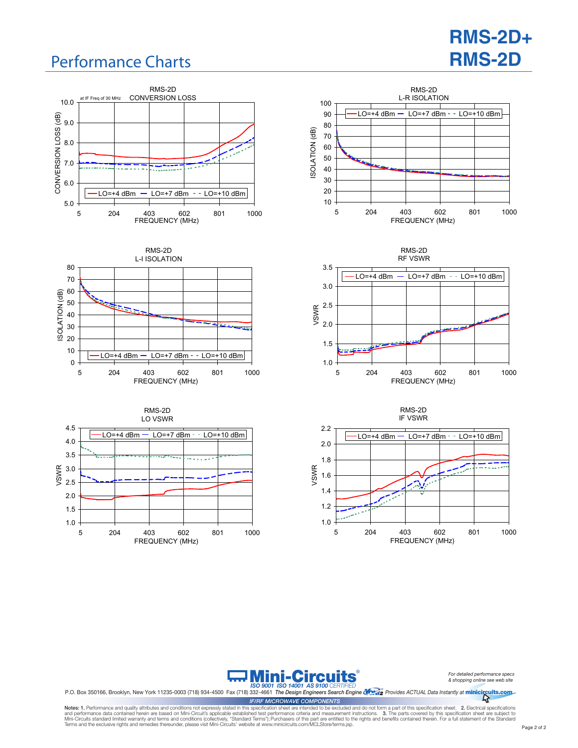# RMS-2D+
# RMS-2D

## Performance Charts

RMS-2D
CONVERSION LOSS
at IF Freq of 30 MHz
CONVERSION LOSS (dB)
10.0
9.0
8.0
7.0
6.0
5.0
5 204 403 602 801 1000
FREQUENCY (MHz)
LO=+4 dBm LO=+7 dBm LO=+10 dBm

RMS-2D
L-R ISOLATION
ISOLATION (dB)
100
90
80
70
60
50
40
30
20
10
5 204 403 602 801 1000
FREQUENCY (MHz)
LO=+4 dBm LO=+7 dBm LO=+10 dBm

RMS-2D
L-I ISOLATION
ISOLATION (dB)
80
70
60
50
40
30
20
10
0
5 204 403 602 801 1000
FREQUENCY (MHz)
LO=+4 dBm LO=+7 dBm LO=+10 dBm

RMS-2D
RF VSWR
VSWR
3.5
3.0
2.5
2.0
1.5
1.0
5 204 403 602 801 1000
FREQUENCY (MHz)
LO=+4 dBm LO=+7 dBm LO=+10 dBm

RMS-2D
LO VSWR
VSWR
4.5
4.0
3.5
3.0
2.5
2.0
1.5
1.0
5 204 403 602 801 1000
FREQUENCY (MHz)
LO=+4 dBm LO=+7 dBm LO=+10 dBm

RMS-2D
IF VSWR
VSWR
2.2
2.0
1.8
1.6
1.4
1.2
1.0
5 204 403 602 801 1000
FREQUENCY (MHz)
LO=+4 dBm LO=+7 dBm LO=+10 dBm

**Mini-Circuits®**

*ISO 9001 ISO 14001 AS 9100 CERTIFIED*

P.O. Box 350166, Brooklyn, New York 11235-0003 (718) 934-4500 Fax (718) 332-4661 *The Design Engineers Search Engine* Provides ACTUAL Data Instantly at **minicircuits.com**

*For detailed performance specs & shopping online see web site*

*IF/RF MICROWAVE COMPONENTS*

**Notes: 1.** Performance and quality attributes and conditions not expressly stated in this specification sheet are intended to be excluded and do not form a part of this specification sheet. **2.** Electrical specifications and performance data contained herein are based on Mini-Circuit's applicable established test performance criteria and measurement instructions. **3.** The parts covered by this specification sheet are subject to Mini-Circuits standard limited warranty and terms and conditions (collectively, "Standard Terms"); Purchasers of this part are entitled to the rights and benefits contained therein. For a full statement of the Standard Terms and the exclusive rights and remedies thereunder, please visit Mini-Circuits' website at www.minicircuits.com/MCLStore/terms.jsp.